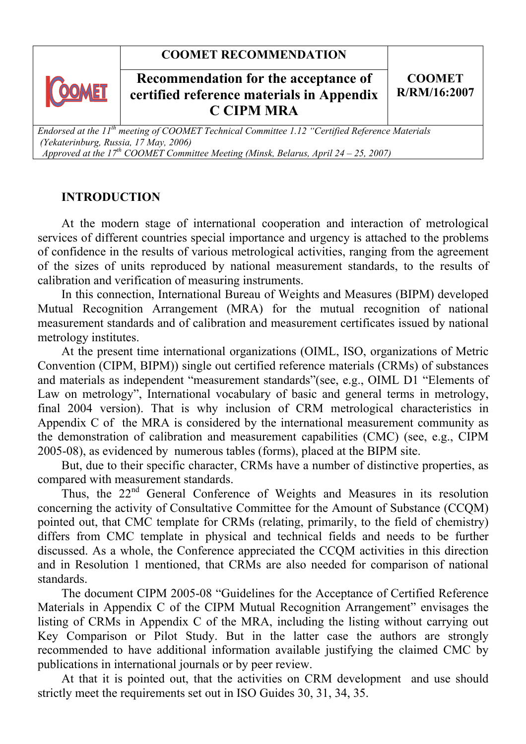| | COOMET RECOMMENDATION | |
|---|---|---|
| COOMET | **Recommendation for the acceptance of certified reference materials in Appendix C CIPM MRA** | **COOMET R/RM/16:2007** |

*Endorsed at the 11th meeting of COOMET Technical Committee 1.12 "Certified Reference Materials (Yekaterinburg, Russia, 17 May, 2006)*
*Approved at the 17th COOMET Committee Meeting (Minsk, Belarus, April 24 – 25, 2007)*

## INTRODUCTION

At the modern stage of international cooperation and interaction of metrological services of different countries special importance and urgency is attached to the problems of confidence in the results of various metrological activities, ranging from the agreement of the sizes of units reproduced by national measurement standards, to the results of calibration and verification of measuring instruments.

In this connection, International Bureau of Weights and Measures (BIPM) developed Mutual Recognition Arrangement (MRA) for the mutual recognition of national measurement standards and of calibration and measurement certificates issued by national metrology institutes.

At the present time international organizations (OIML, ISO, organizations of Metric Convention (CIPM, BIPM)) single out certified reference materials (CRMs) of substances and materials as independent "measurement standards"(see, e.g., OIML D1 "Elements of Law on metrology", International vocabulary of basic and general terms in metrology, final 2004 version). That is why inclusion of CRM metrological characteristics in Appendix C of the MRA is considered by the international measurement community as the demonstration of calibration and measurement capabilities (CMC) (see, e.g., CIPM 2005-08), as evidenced by numerous tables (forms), placed at the BIPM site.

But, due to their specific character, CRMs have a number of distinctive properties, as compared with measurement standards.

Thus, the 22nd General Conference of Weights and Measures in its resolution concerning the activity of Consultative Committee for the Amount of Substance (CCQM) pointed out, that CMC template for CRMs (relating, primarily, to the field of chemistry) differs from CMC template in physical and technical fields and needs to be further discussed. As a whole, the Conference appreciated the CCQM activities in this direction and in Resolution 1 mentioned, that CRMs are also needed for comparison of national standards.

The document CIPM 2005-08 "Guidelines for the Acceptance of Certified Reference Materials in Appendix C of the CIPM Mutual Recognition Arrangement" envisages the listing of CRMs in Appendix C of the MRA, including the listing without carrying out Key Comparison or Pilot Study. But in the latter case the authors are strongly recommended to have additional information available justifying the claimed CMC by publications in international journals or by peer review.

At that it is pointed out, that the activities on CRM development and use should strictly meet the requirements set out in ISO Guides 30, 31, 34, 35.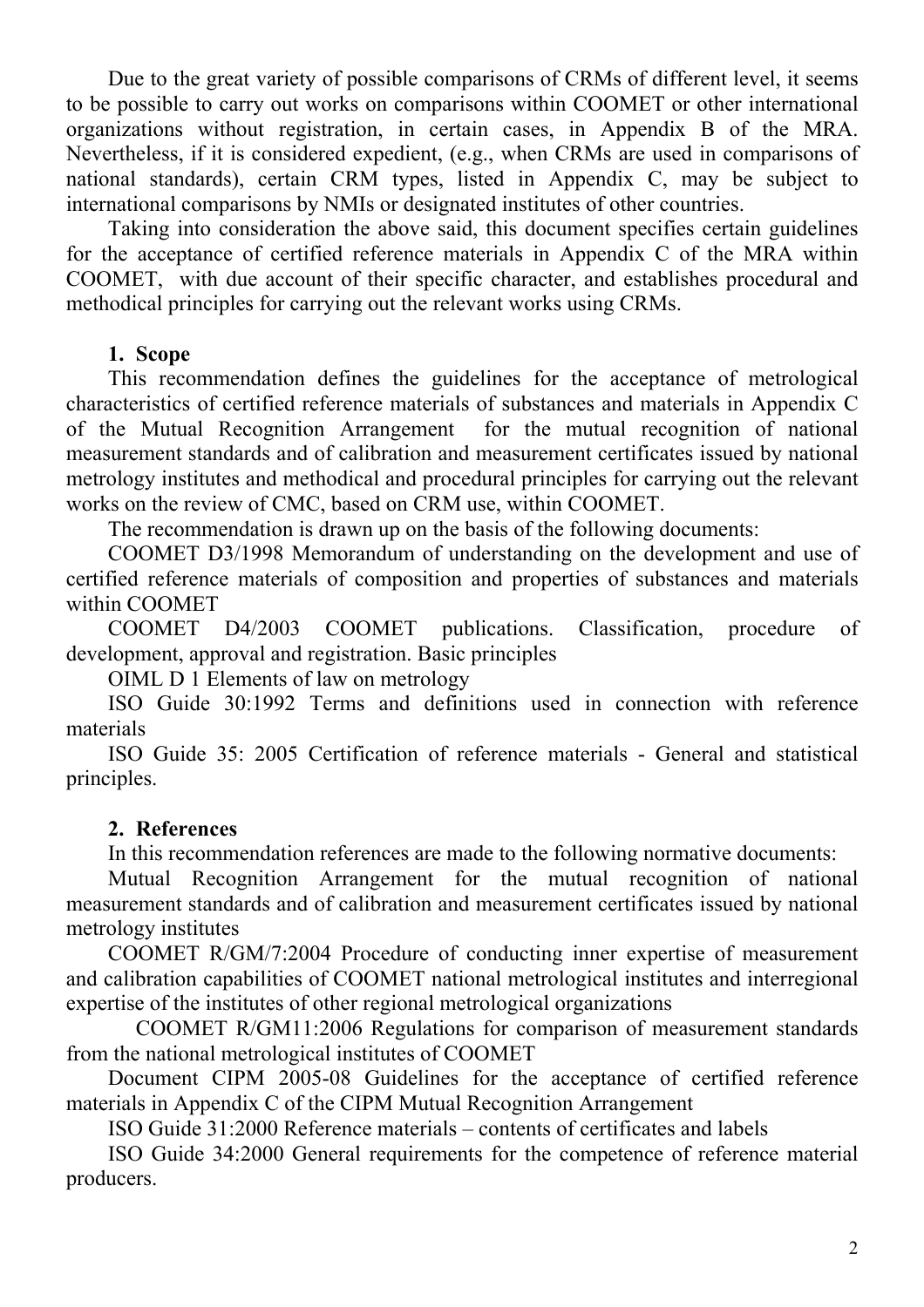Due to the great variety of possible comparisons of CRMs of different level, it seems to be possible to carry out works on comparisons within COOMET or other international organizations without registration, in certain cases, in Appendix B of the MRA. Nevertheless, if it is considered expedient, (e.g., when CRMs are used in comparisons of national standards), certain CRM types, listed in Appendix C, may be subject to international comparisons by NMIs or designated institutes of other countries.

Taking into consideration the above said, this document specifies certain guidelines for the acceptance of certified reference materials in Appendix C of the MRA within COOMET, with due account of their specific character, and establishes procedural and methodical principles for carrying out the relevant works using CRMs.

## 1. Scope

This recommendation defines the guidelines for the acceptance of metrological characteristics of certified reference materials of substances and materials in Appendix C of the Mutual Recognition Arrangement for the mutual recognition of national measurement standards and of calibration and measurement certificates issued by national metrology institutes and methodical and procedural principles for carrying out the relevant works on the review of CMC, based on CRM use, within COOMET.

The recommendation is drawn up on the basis of the following documents:

COOMET D3/1998 Memorandum of understanding on the development and use of certified reference materials of composition and properties of substances and materials within COOMET

COOMET D4/2003 COOMET publications. Classification, procedure of development, approval and registration. Basic principles

OIML D 1 Elements of law on metrology

ISO Guide 30:1992 Terms and definitions used in connection with reference materials

ISO Guide 35: 2005 Certification of reference materials - General and statistical principles.

## 2. References

In this recommendation references are made to the following normative documents:

Mutual Recognition Arrangement for the mutual recognition of national measurement standards and of calibration and measurement certificates issued by national metrology institutes

COOMET R/GM/7:2004 Procedure of conducting inner expertise of measurement and calibration capabilities of COOMET national metrological institutes and interregional expertise of the institutes of other regional metrological organizations

COOMET R/GM11:2006 Regulations for comparison of measurement standards from the national metrological institutes of COOMET

Document CIPM 2005-08 Guidelines for the acceptance of certified reference materials in Appendix C of the CIPM Mutual Recognition Arrangement

ISO Guide 31:2000 Reference materials – contents of certificates and labels

ISO Guide 34:2000 General requirements for the competence of reference material producers.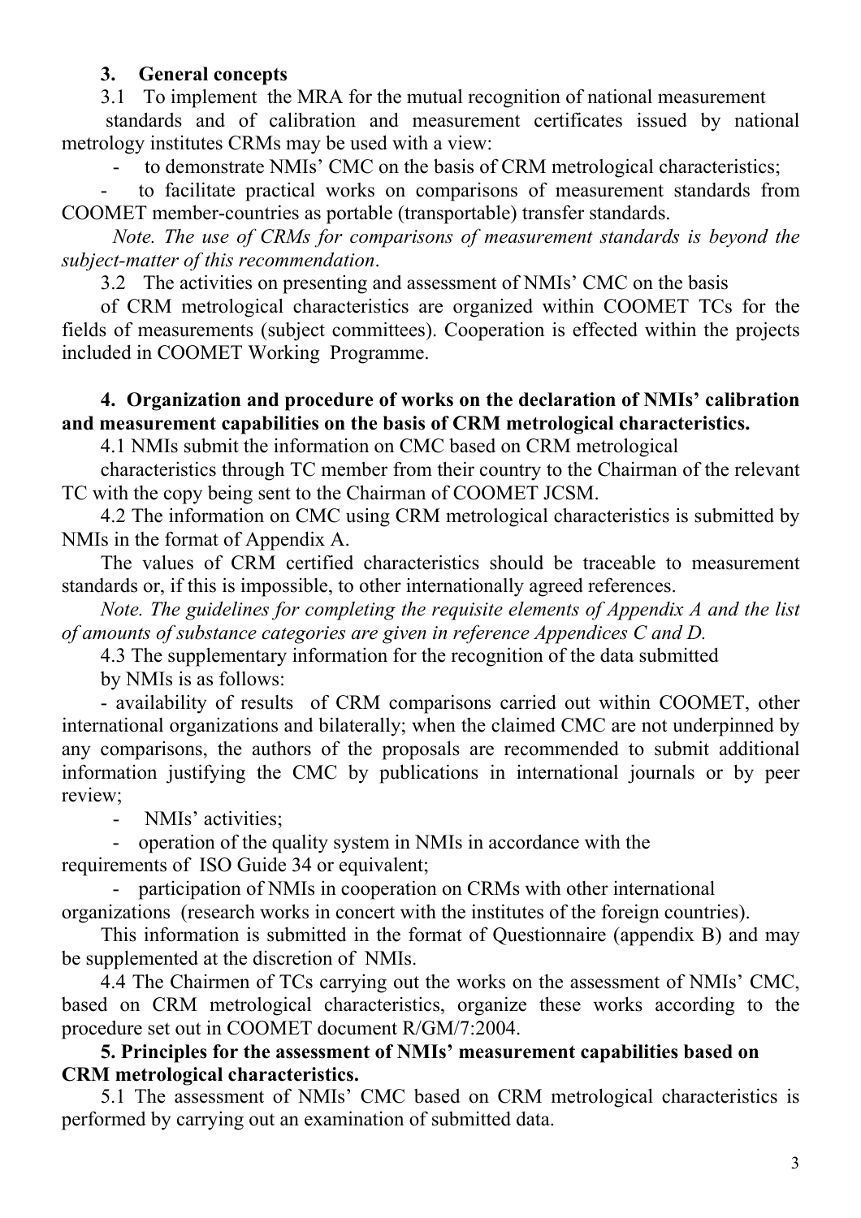## 3. General concepts

3.1 To implement the MRA for the mutual recognition of national measurement standards and of calibration and measurement certificates issued by national metrology institutes CRMs may be used with a view:

- to demonstrate NMIs' CMC on the basis of CRM metrological characteristics;
- to facilitate practical works on comparisons of measurement standards from COOMET member-countries as portable (transportable) transfer standards.

*Note. The use of CRMs for comparisons of measurement standards is beyond the subject-matter of this recommendation*.

3.2 The activities on presenting and assessment of NMIs' CMC on the basis of CRM metrological characteristics are organized within COOMET TCs for the fields of measurements (subject committees). Cooperation is effected within the projects included in COOMET Working Programme.

## 4. Organization and procedure of works on the declaration of NMIs' calibration and measurement capabilities on the basis of CRM metrological characteristics.

4.1 NMIs submit the information on CMC based on CRM metrological characteristics through TC member from their country to the Chairman of the relevant TC with the copy being sent to the Chairman of COOMET JCSM.

4.2 The information on CMC using CRM metrological characteristics is submitted by NMIs in the format of Appendix A.

The values of CRM certified characteristics should be traceable to measurement standards or, if this is impossible, to other internationally agreed references.

*Note. The guidelines for completing the requisite elements of Appendix A and the list of amounts of substance categories are given in reference Appendices C and D.*

4.3 The supplementary information for the recognition of the data submitted by NMIs is as follows:

- availability of results of CRM comparisons carried out within COOMET, other international organizations and bilaterally; when the claimed CMC are not underpinned by any comparisons, the authors of the proposals are recommended to submit additional information justifying the CMC by publications in international journals or by peer review;
- NMIs' activities;
- operation of the quality system in NMIs in accordance with the requirements of ISO Guide 34 or equivalent;
- participation of NMIs in cooperation on CRMs with other international organizations (research works in concert with the institutes of the foreign countries).

This information is submitted in the format of Questionnaire (appendix B) and may be supplemented at the discretion of NMIs.

4.4 The Chairmen of TCs carrying out the works on the assessment of NMIs' CMC, based on CRM metrological characteristics, organize these works according to the procedure set out in COOMET document R/GM/7:2004.

## 5. Principles for the assessment of NMIs' measurement capabilities based on CRM metrological characteristics.

5.1 The assessment of NMIs' CMC based on CRM metrological characteristics is performed by carrying out an examination of submitted data.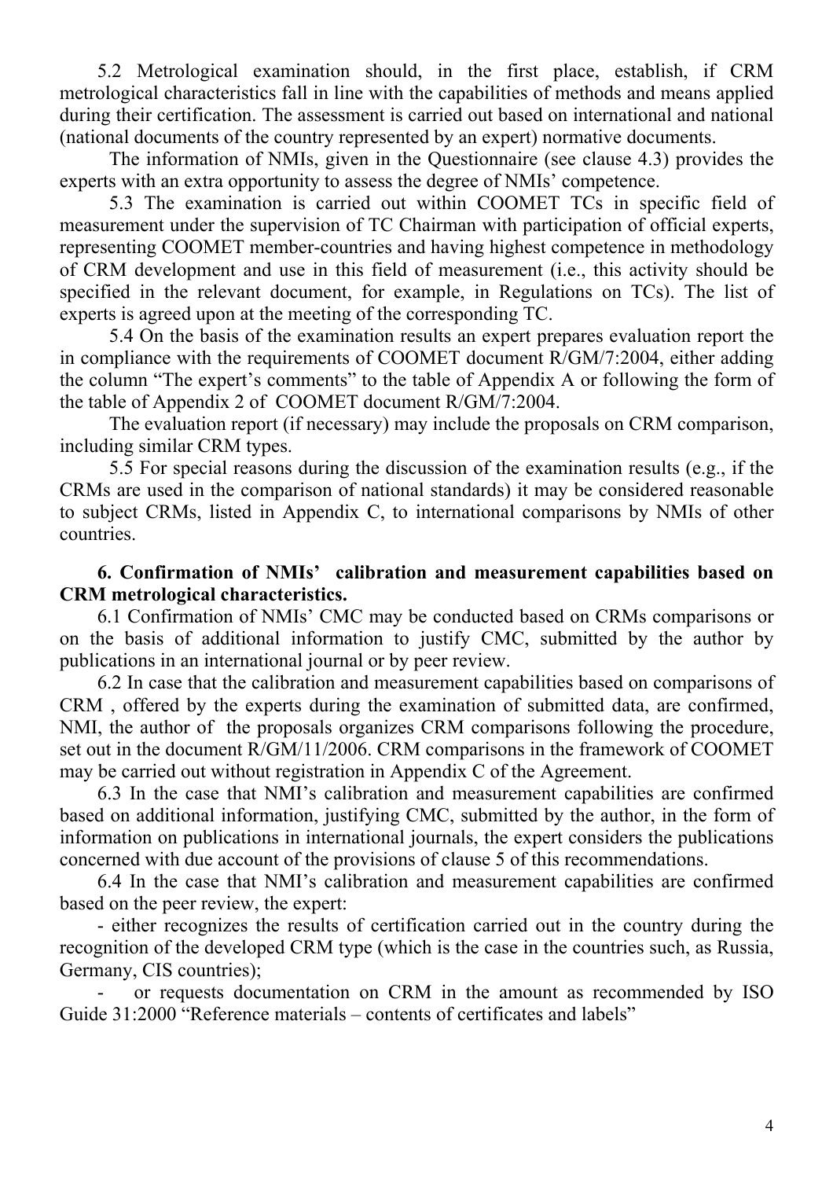5.2 Metrological examination should, in the first place, establish, if CRM metrological characteristics fall in line with the capabilities of methods and means applied during their certification. The assessment is carried out based on international and national (national documents of the country represented by an expert) normative documents.

The information of NMIs, given in the Questionnaire (see clause 4.3) provides the experts with an extra opportunity to assess the degree of NMIs' competence.

5.3 The examination is carried out within COOMET TCs in specific field of measurement under the supervision of TC Chairman with participation of official experts, representing COOMET member-countries and having highest competence in methodology of CRM development and use in this field of measurement (i.e., this activity should be specified in the relevant document, for example, in Regulations on TCs). The list of experts is agreed upon at the meeting of the corresponding TC.

5.4 On the basis of the examination results an expert prepares evaluation report the in compliance with the requirements of COOMET document R/GM/7:2004, either adding the column "The expert's comments" to the table of Appendix A or following the form of the table of Appendix 2 of COOMET document R/GM/7:2004.

The evaluation report (if necessary) may include the proposals on CRM comparison, including similar CRM types.

5.5 For special reasons during the discussion of the examination results (e.g., if the CRMs are used in the comparison of national standards) it may be considered reasonable to subject CRMs, listed in Appendix C, to international comparisons by NMIs of other countries.

**6. Confirmation of NMIs' calibration and measurement capabilities based on CRM metrological characteristics.**

6.1 Confirmation of NMIs' CMC may be conducted based on CRMs comparisons or on the basis of additional information to justify CMC, submitted by the author by publications in an international journal or by peer review.

6.2 In case that the calibration and measurement capabilities based on comparisons of CRM , offered by the experts during the examination of submitted data, are confirmed, NMI, the author of the proposals organizes CRM comparisons following the procedure, set out in the document R/GM/11/2006. CRM comparisons in the framework of COOMET may be carried out without registration in Appendix C of the Agreement.

6.3 In the case that NMI's calibration and measurement capabilities are confirmed based on additional information, justifying CMC, submitted by the author, in the form of information on publications in international journals, the expert considers the publications concerned with due account of the provisions of clause 5 of this recommendations.

6.4 In the case that NMI's calibration and measurement capabilities are confirmed based on the peer review, the expert:

- either recognizes the results of certification carried out in the country during the recognition of the developed CRM type (which is the case in the countries such, as Russia, Germany, CIS countries);
- or requests documentation on CRM in the amount as recommended by ISO Guide 31:2000 "Reference materials – contents of certificates and labels"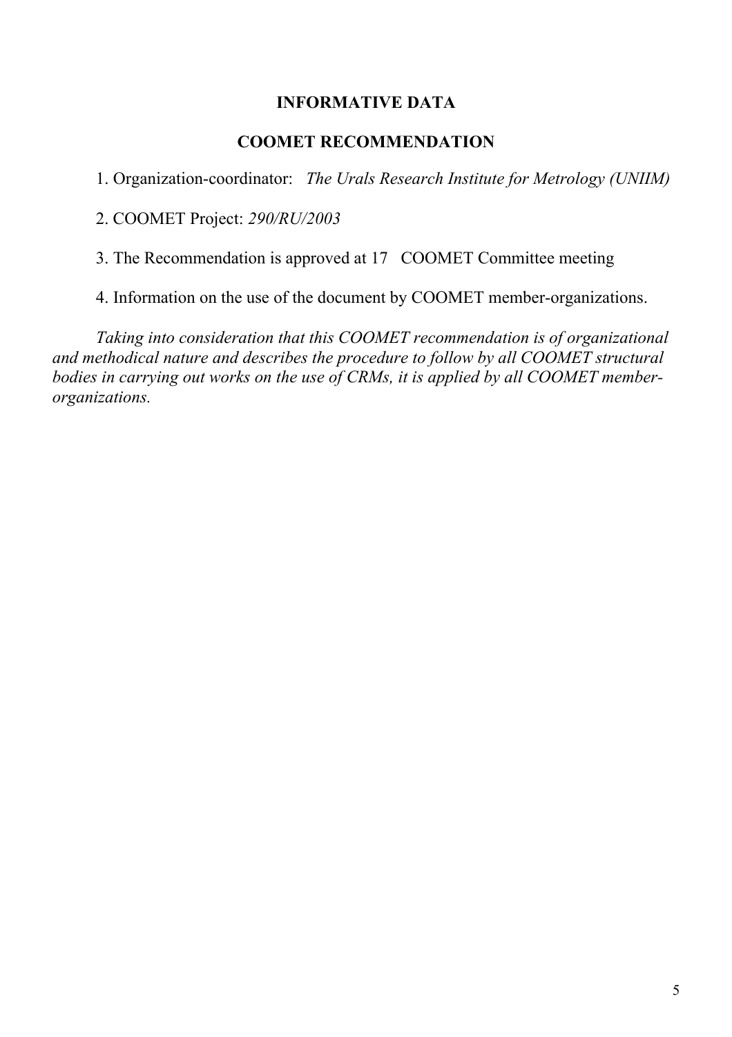**INFORMATIVE DATA**

**COOMET RECOMMENDATION**

1. Organization-coordinator: *The Urals Research Institute for Metrology (UNIIM)*

2. COOMET Project: *290/RU/2003*

3. The Recommendation is approved at 17 COOMET Committee meeting

4. Information on the use of the document by COOMET member-organizations.

*Taking into consideration that this COOMET recommendation is of organizational and methodical nature and describes the procedure to follow by all COOMET structural bodies in carrying out works on the use of CRMs, it is applied by all COOMET member-organizations.*